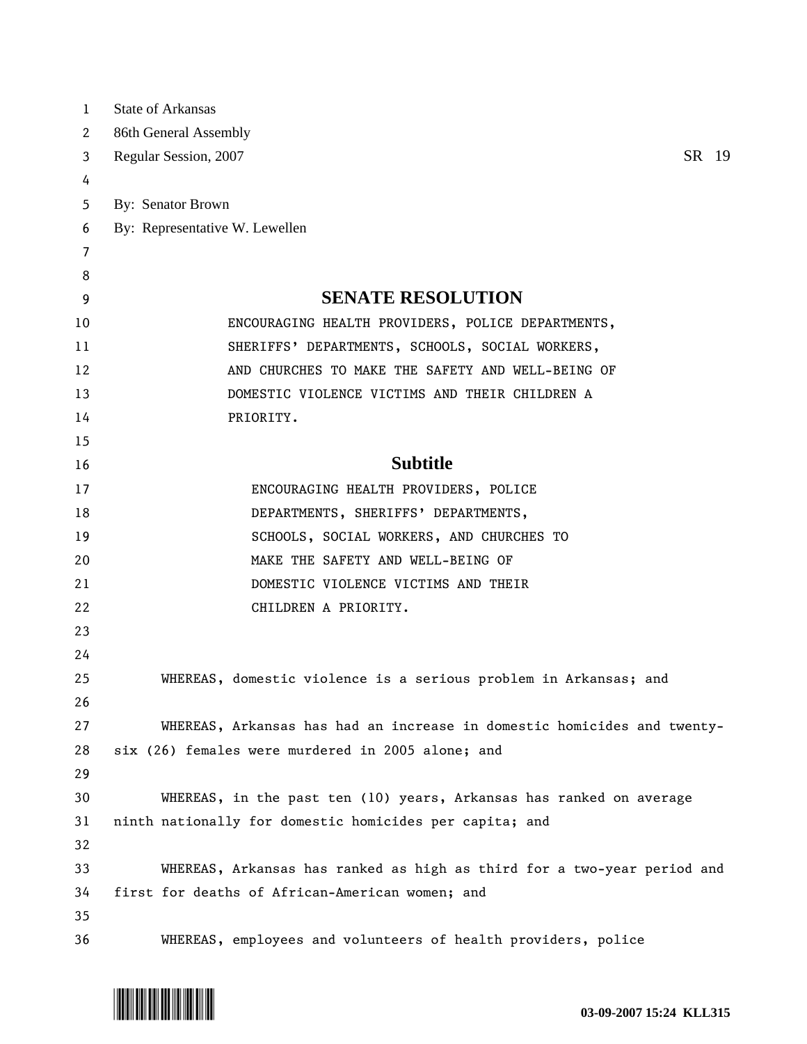State of Arkansas
86th General Assembly
Regular Session, 2007 SR 19

By: Senator Brown
By: Representative W. Lewellen

# SENATE RESOLUTION

ENCOURAGING HEALTH PROVIDERS, POLICE DEPARTMENTS, SHERIFFS' DEPARTMENTS, SCHOOLS, SOCIAL WORKERS, AND CHURCHES TO MAKE THE SAFETY AND WELL-BEING OF DOMESTIC VIOLENCE VICTIMS AND THEIR CHILDREN A PRIORITY.

## Subtitle

ENCOURAGING HEALTH PROVIDERS, POLICE DEPARTMENTS, SHERIFFS' DEPARTMENTS, SCHOOLS, SOCIAL WORKERS, AND CHURCHES TO MAKE THE SAFETY AND WELL-BEING OF DOMESTIC VIOLENCE VICTIMS AND THEIR CHILDREN A PRIORITY.

WHEREAS, domestic violence is a serious problem in Arkansas; and

WHEREAS, Arkansas has had an increase in domestic homicides and twenty-six (26) females were murdered in 2005 alone; and

WHEREAS, in the past ten (10) years, Arkansas has ranked on average ninth nationally for domestic homicides per capita; and

WHEREAS, Arkansas has ranked as high as third for a two-year period and first for deaths of African-American women; and

WHEREAS, employees and volunteers of health providers, police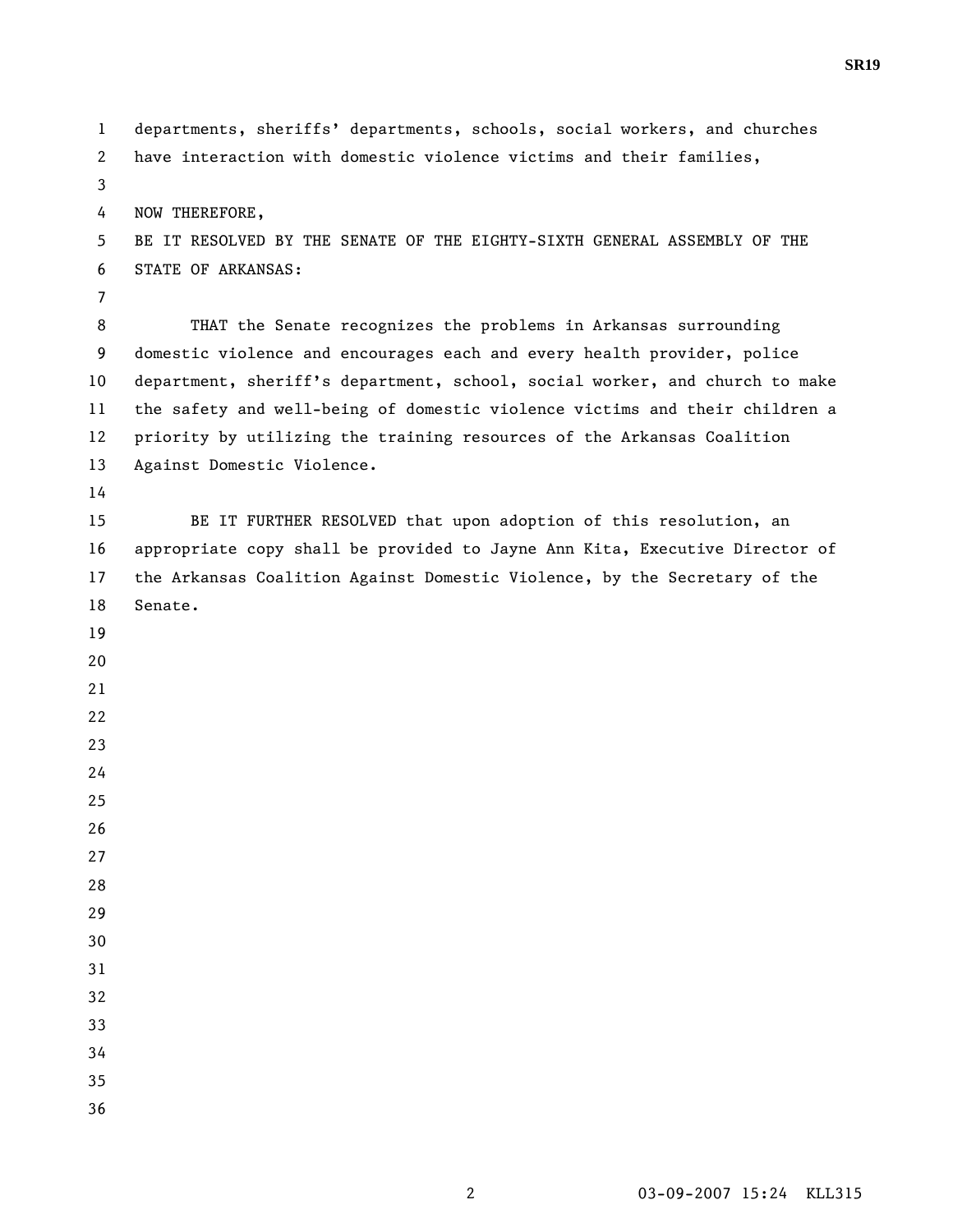departments, sheriffs' departments, schools, social workers, and churches have interaction with domestic violence victims and their families,

NOW THEREFORE,
BE IT RESOLVED BY THE SENATE OF THE EIGHTY-SIXTH GENERAL ASSEMBLY OF THE STATE OF ARKANSAS:

THAT the Senate recognizes the problems in Arkansas surrounding domestic violence and encourages each and every health provider, police department, sheriff's department, school, social worker, and church to make the safety and well-being of domestic violence victims and their children a priority by utilizing the training resources of the Arkansas Coalition Against Domestic Violence.

BE IT FURTHER RESOLVED that upon adoption of this resolution, an appropriate copy shall be provided to Jayne Ann Kita, Executive Director of the Arkansas Coalition Against Domestic Violence, by the Secretary of the Senate.